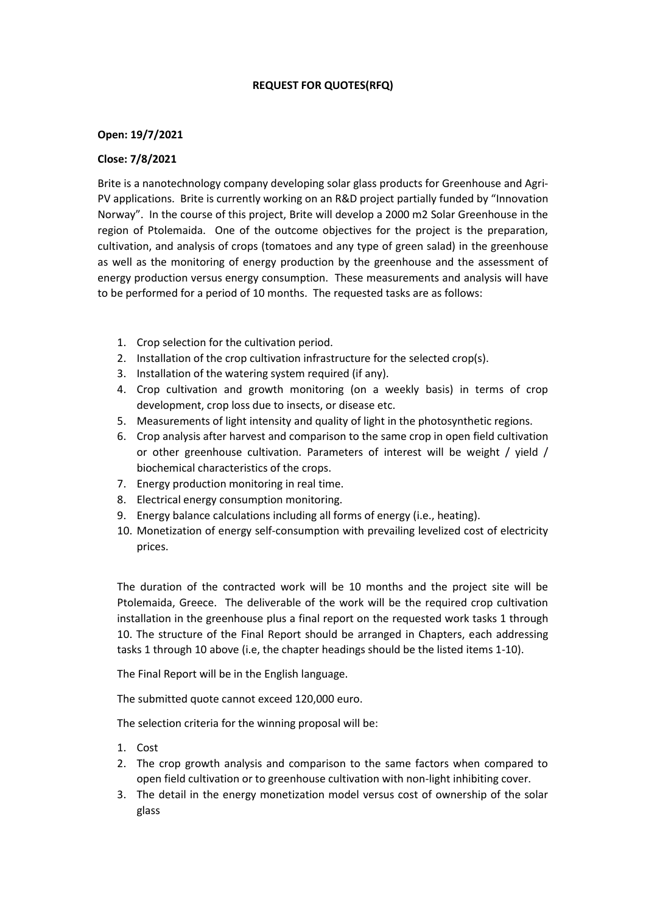**REQUEST FOR QUOTES(RFQ)**

**Open: 19/7/2021**

**Close: 7/8/2021**

Brite is a nanotechnology company developing solar glass products for Greenhouse and Agri-PV applications. Brite is currently working on an R&D project partially funded by "Innovation Norway". In the course of this project, Brite will develop a 2000 m2 Solar Greenhouse in the region of Ptolemaida. One of the outcome objectives for the project is the preparation, cultivation, and analysis of crops (tomatoes and any type of green salad) in the greenhouse as well as the monitoring of energy production by the greenhouse and the assessment of energy production versus energy consumption. These measurements and analysis will have to be performed for a period of 10 months. The requested tasks are as follows:

1. Crop selection for the cultivation period.
2. Installation of the crop cultivation infrastructure for the selected crop(s).
3. Installation of the watering system required (if any).
4. Crop cultivation and growth monitoring (on a weekly basis) in terms of crop development, crop loss due to insects, or disease etc.
5. Measurements of light intensity and quality of light in the photosynthetic regions.
6. Crop analysis after harvest and comparison to the same crop in open field cultivation or other greenhouse cultivation. Parameters of interest will be weight / yield / biochemical characteristics of the crops.
7. Energy production monitoring in real time.
8. Electrical energy consumption monitoring.
9. Energy balance calculations including all forms of energy (i.e., heating).
10. Monetization of energy self-consumption with prevailing levelized cost of electricity prices.

The duration of the contracted work will be 10 months and the project site will be Ptolemaida, Greece. The deliverable of the work will be the required crop cultivation installation in the greenhouse plus a final report on the requested work tasks 1 through 10. The structure of the Final Report should be arranged in Chapters, each addressing tasks 1 through 10 above (i.e, the chapter headings should be the listed items 1-10).

The Final Report will be in the English language.

The submitted quote cannot exceed 120,000 euro.

The selection criteria for the winning proposal will be:

1. Cost
2. The crop growth analysis and comparison to the same factors when compared to open field cultivation or to greenhouse cultivation with non-light inhibiting cover.
3. The detail in the energy monetization model versus cost of ownership of the solar glass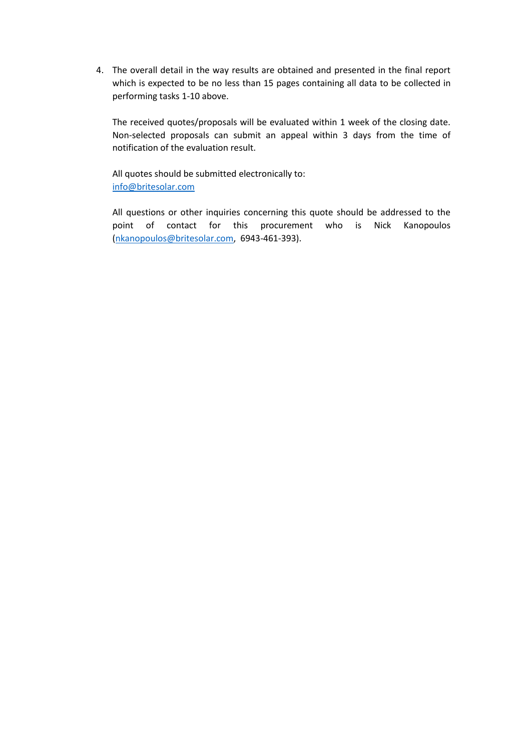4. The overall detail in the way results are obtained and presented in the final report which is expected to be no less than 15 pages containing all data to be collected in performing tasks 1-10 above.

   The received quotes/proposals will be evaluated within 1 week of the closing date. Non-selected proposals can submit an appeal within 3 days from the time of notification of the evaluation result.

   All quotes should be submitted electronically to:
   info@britesolar.com

   All questions or other inquiries concerning this quote should be addressed to the point of contact for this procurement who is Nick Kanopoulos (nkanopoulos@britesolar.com, 6943-461-393).